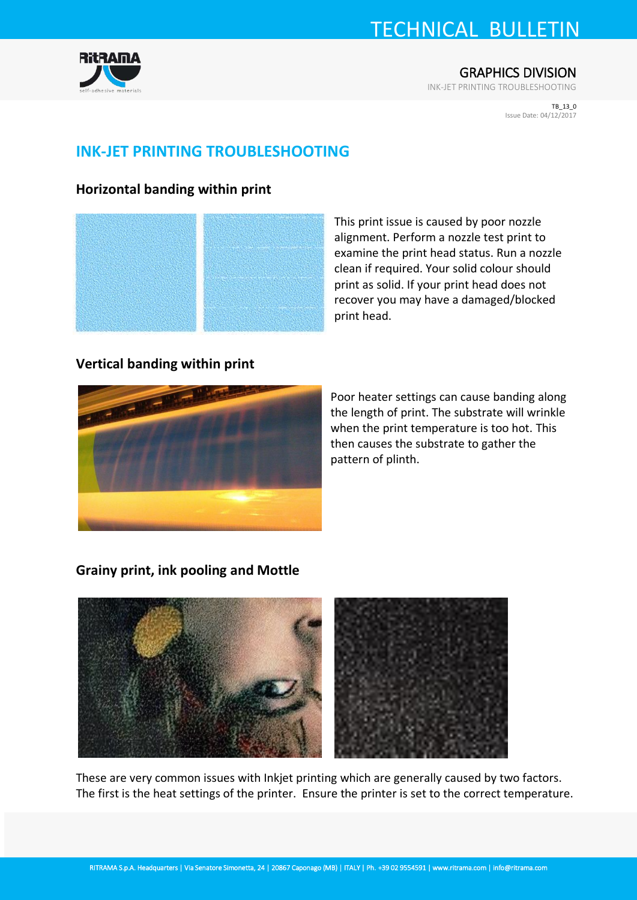# INK-JET PRINTING TROUBLESHOOTING

## Horizontal banding within print

This print issue is caused by poor nozzle alignment. Perform a nozzle test print to examine the print head status. Run a nozzle clean if required. Your solid colour should print as solid. If your print head does not recover you may have a damaged/blocked print head.

## Vertical banding within print

Poor heater settings can cause banding along the length of print. The substrate will wrinkle when the print temperature is too hot. This then causes the substrate to gather the pattern of plinth.

## Grainy print, ink pooling and Mottle

These are very common issues with Inkjet printing which are generally caused by two factors. The first is the heat settings of the printer. Ensure the printer is set to the correct temperature.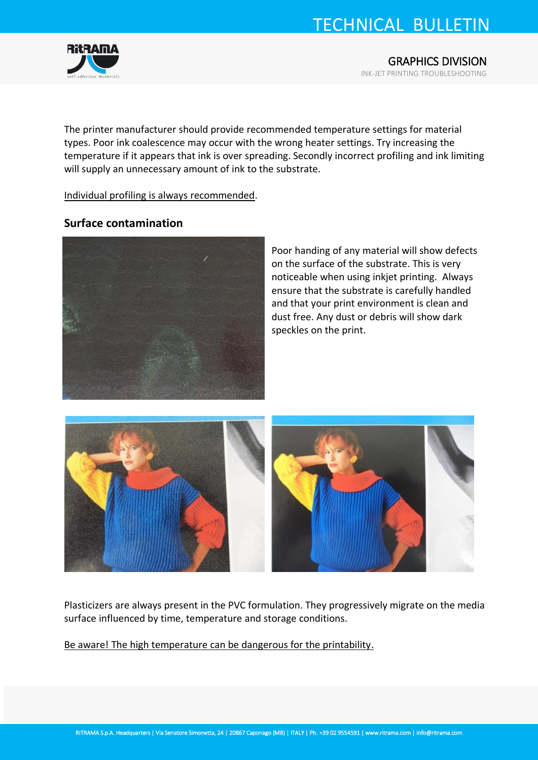The printer manufacturer should provide recommended temperature settings for material types. Poor ink coalescence may occur with the wrong heater settings. Try increasing the temperature if it appears that ink is over spreading. Secondly incorrect profiling and ink limiting will supply an unnecessary amount of ink to the substrate.

Individual profiling is always recommended.

## Surface contamination

Poor handing of any material will show defects on the surface of the substrate. This is very noticeable when using inkjet printing. Always ensure that the substrate is carefully handled and that your print environment is clean and dust free. Any dust or debris will show dark speckles on the print.

Plasticizers are always present in the PVC formulation. They progressively migrate on the media surface influenced by time, temperature and storage conditions.

Be aware! The high temperature can be dangerous for the printability.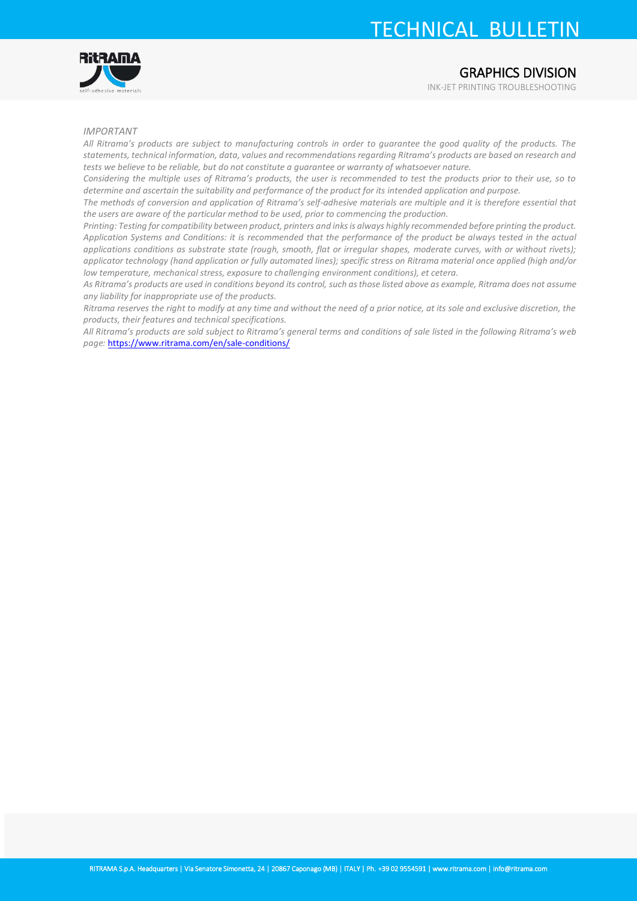*IMPORTANT*

*All Ritrama's products are subject to manufacturing controls in order to guarantee the good quality of the products. The statements, technical information, data, values and recommendations regarding Ritrama's products are based on research and tests we believe to be reliable, but do not constitute a guarantee or warranty of whatsoever nature.*

*Considering the multiple uses of Ritrama's products, the user is recommended to test the products prior to their use, so to determine and ascertain the suitability and performance of the product for its intended application and purpose.*

*The methods of conversion and application of Ritrama's self-adhesive materials are multiple and it is therefore essential that the users are aware of the particular method to be used, prior to commencing the production.*

*Printing: Testing for compatibility between product, printers and inks is always highly recommended before printing the product. Application Systems and Conditions: it is recommended that the performance of the product be always tested in the actual applications conditions as substrate state (rough, smooth, flat or irregular shapes, moderate curves, with or without rivets); applicator technology (hand application or fully automated lines); specific stress on Ritrama material once applied (high and/or low temperature, mechanical stress, exposure to challenging environment conditions), et cetera.*

*As Ritrama's products are used in conditions beyond its control, such as those listed above as example, Ritrama does not assume any liability for inappropriate use of the products.*

*Ritrama reserves the right to modify at any time and without the need of a prior notice, at its sole and exclusive discretion, the products, their features and technical specifications.*

*All Ritrama's products are sold subject to Ritrama's general terms and conditions of sale listed in the following Ritrama's web page:* https://www.ritrama.com/en/sale-conditions/